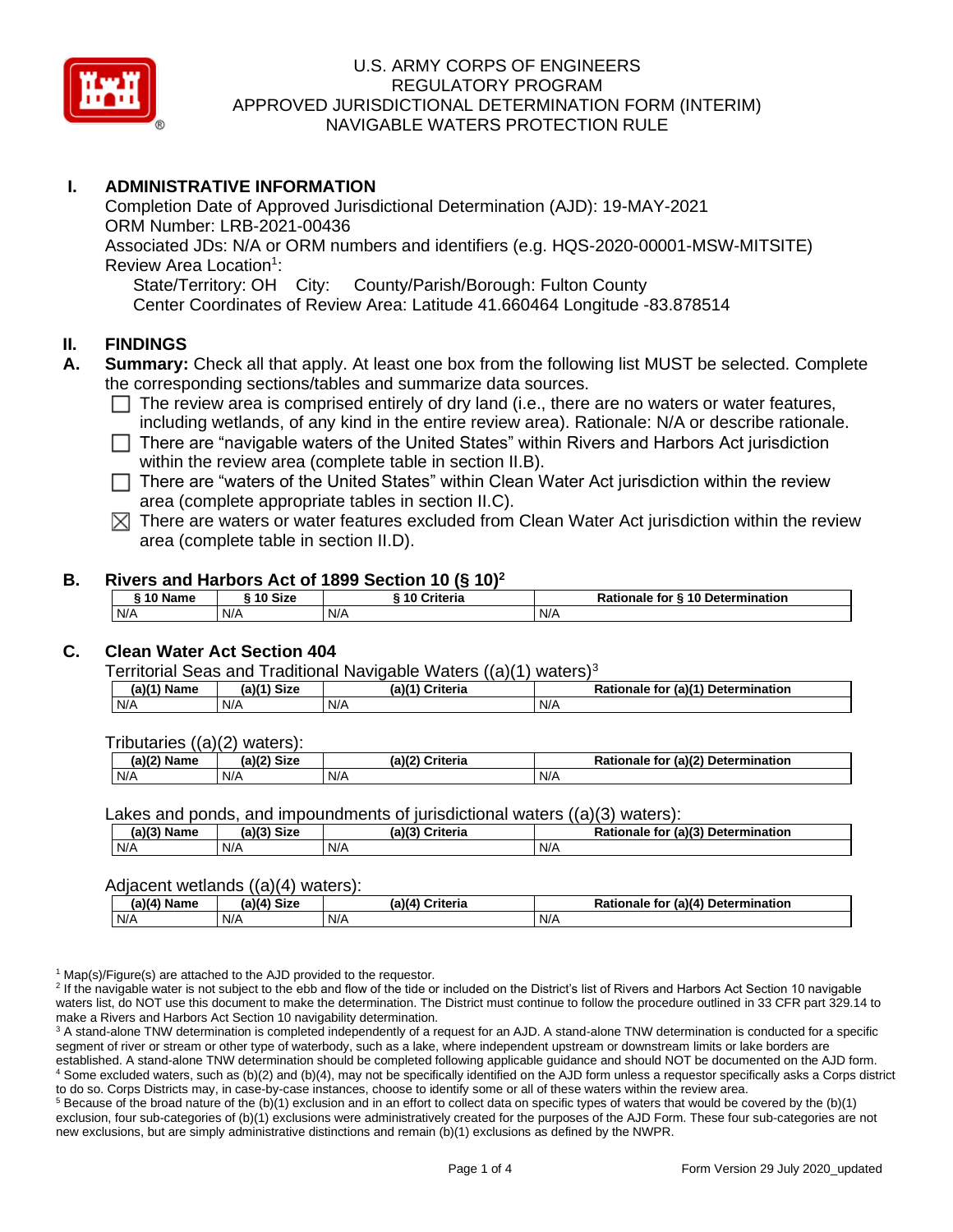# U.S. ARMY CORPS OF ENGINEERS
# REGULATORY PROGRAM
# APPROVED JURISDICTIONAL DETERMINATION FORM (INTERIM)
# NAVIGABLE WATERS PROTECTION RULE

## I. ADMINISTRATIVE INFORMATION

Completion Date of Approved Jurisdictional Determination (AJD): 19-MAY-2021
ORM Number: LRB-2021-00436
Associated JDs: N/A or ORM numbers and identifiers (e.g. HQS-2020-00001-MSW-MITSITE)
Review Area Location[1]:
State/Territory: OH City: County/Parish/Borough: Fulton County
Center Coordinates of Review Area: Latitude 41.660464 Longitude -83.878514

## II. FINDINGS

**A. Summary:** Check all that apply. At least one box from the following list MUST be selected. Complete the corresponding sections/tables and summarize data sources.

- ☐ The review area is comprised entirely of dry land (i.e., there are no waters or water features, including wetlands, of any kind in the entire review area). Rationale: N/A or describe rationale.
- ☐ There are "navigable waters of the United States" within Rivers and Harbors Act jurisdiction within the review area (complete table in section II.B).
- ☐ There are "waters of the United States" within Clean Water Act jurisdiction within the review area (complete appropriate tables in section II.C).
- ☒ There are waters or water features excluded from Clean Water Act jurisdiction within the review area (complete table in section II.D).

**B. Rivers and Harbors Act of 1899 Section 10 (§ 10)[2]**

| § 10 Name | § 10 Size | § 10 Criteria | Rationale for § 10 Determination |
|---|---|---|---|
| N/A | N/A | N/A | N/A |

**C. Clean Water Act Section 404**

Territorial Seas and Traditional Navigable Waters ((a)(1) waters)[3]

| (a)(1) Name | (a)(1) Size | (a)(1) Criteria | Rationale for (a)(1) Determination |
|---|---|---|---|
| N/A | N/A | N/A | N/A |

Tributaries ((a)(2) waters):

| (a)(2) Name | (a)(2) Size | (a)(2) Criteria | Rationale for (a)(2) Determination |
|---|---|---|---|
| N/A | N/A | N/A | N/A |

Lakes and ponds, and impoundments of jurisdictional waters ((a)(3) waters):

| (a)(3) Name | (a)(3) Size | (a)(3) Criteria | Rationale for (a)(3) Determination |
|---|---|---|---|
| N/A | N/A | N/A | N/A |

Adjacent wetlands ((a)(4) waters):

| (a)(4) Name | (a)(4) Size | (a)(4) Criteria | Rationale for (a)(4) Determination |
|---|---|---|---|
| N/A | N/A | N/A | N/A |

[1] Map(s)/Figure(s) are attached to the AJD provided to the requestor.
[2] If the navigable water is not subject to the ebb and flow of the tide or included on the District's list of Rivers and Harbors Act Section 10 navigable waters list, do NOT use this document to make the determination. The District must continue to follow the procedure outlined in 33 CFR part 329.14 to make a Rivers and Harbors Act Section 10 navigability determination.
[3] A stand-alone TNW determination is completed independently of a request for an AJD. A stand-alone TNW determination is conducted for a specific segment of river or stream or other type of waterbody, such as a lake, where independent upstream or downstream limits or lake borders are established. A stand-alone TNW determination should be completed following applicable guidance and should NOT be documented on the AJD form.
[4] Some excluded waters, such as (b)(2) and (b)(4), may not be specifically identified on the AJD form unless a requestor specifically asks a Corps district to do so. Corps Districts may, in case-by-case instances, choose to identify some or all of these waters within the review area.
[5] Because of the broad nature of the (b)(1) exclusion and in an effort to collect data on specific types of waters that would be covered by the (b)(1) exclusion, four sub-categories of (b)(1) exclusions were administratively created for the purposes of the AJD Form. These four sub-categories are not new exclusions, but are simply administrative distinctions and remain (b)(1) exclusions as defined by the NWPR.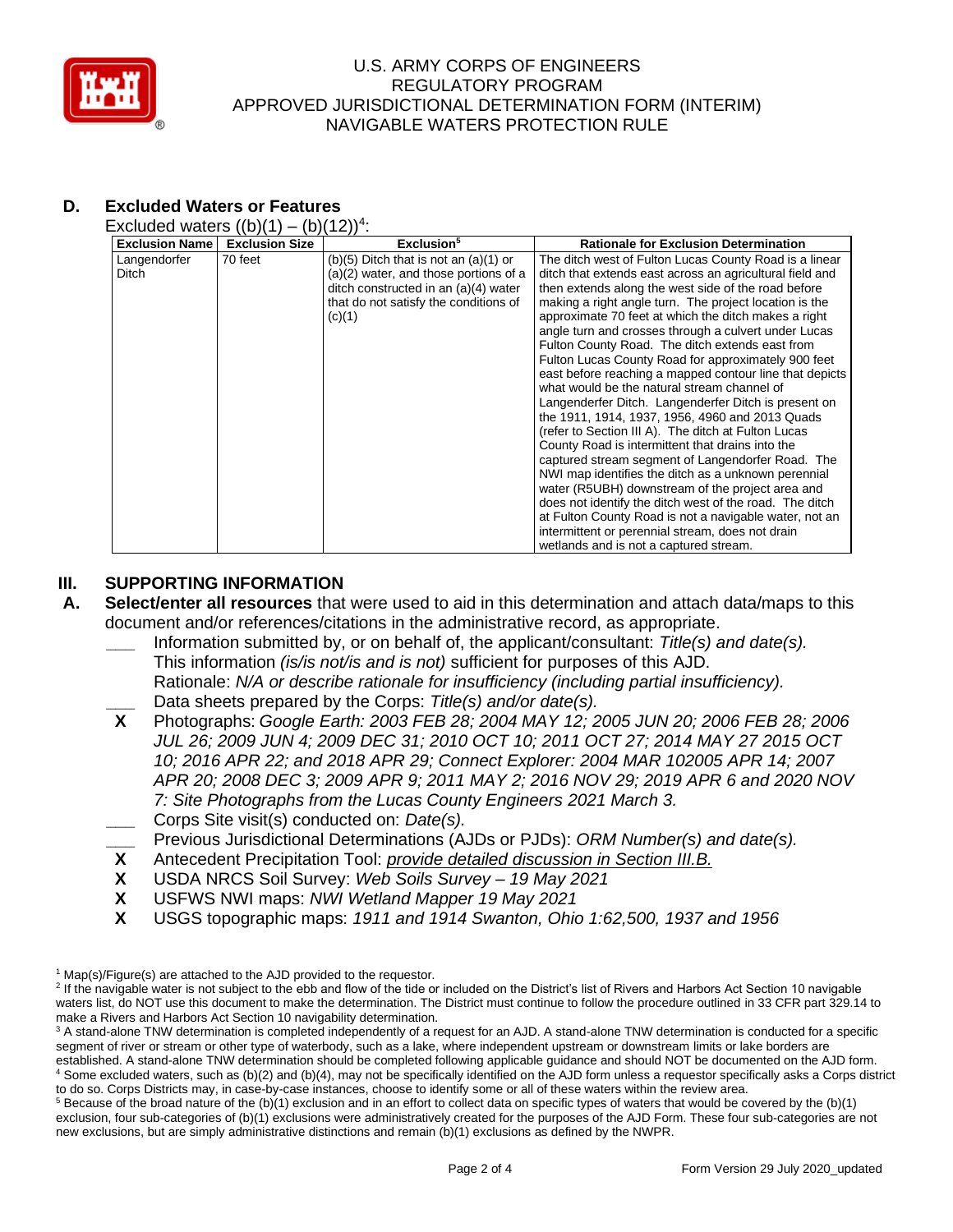# D. Excluded Waters or Features

Excluded waters ((b)(1) – (b)(12))[4]:

| Exclusion Name | Exclusion Size | Exclusion[5] | Rationale for Exclusion Determination |
|---|---|---|---|
| Langendorfer Ditch | 70 feet | (b)(5) Ditch that is not an (a)(1) or (a)(2) water, and those portions of a ditch constructed in an (a)(4) water that do not satisfy the conditions of (c)(1) | The ditch west of Fulton Lucas County Road is a linear ditch that extends east across an agricultural field and then extends along the west side of the road before making a right angle turn. The project location is the approximate 70 feet at which the ditch makes a right angle turn and crosses through a culvert under Lucas Fulton County Road. The ditch extends east from Fulton Lucas County Road for approximately 900 feet east before reaching a mapped contour line that depicts what would be the natural stream channel of Langenderfer Ditch. Langenderfer Ditch is present on the 1911, 1914, 1937, 1956, 4960 and 2013 Quads (refer to Section III A). The ditch at Fulton Lucas County Road is intermittent that drains into the captured stream segment of Langendorfer Road. The NWI map identifies the ditch as a unknown perennial water (R5UBH) downstream of the project area and does not identify the ditch west of the road. The ditch at Fulton County Road is not a navigable water, not an intermittent or perennial stream, does not drain wetlands and is not a captured stream. |

# III. SUPPORTING INFORMATION

**A. Select/enter all resources** that were used to aid in this determination and attach data/maps to this document and/or references/citations in the administrative record, as appropriate.

___ Information submitted by, or on behalf of, the applicant/consultant: *Title(s) and date(s).*
This information *(is/is not/is and is not)* sufficient for purposes of this AJD.
Rationale: *N/A or describe rationale for insufficiency (including partial insufficiency).*

___ Data sheets prepared by the Corps: *Title(s) and/or date(s).*

**X** Photographs: *Google Earth: 2003 FEB 28; 2004 MAY 12; 2005 JUN 20; 2006 FEB 28; 2006 JUL 26; 2009 JUN 4; 2009 DEC 31; 2010 OCT 10; 2011 OCT 27; 2014 MAY 27 2015 OCT 10; 2016 APR 22; and 2018 APR 29; Connect Explorer: 2004 MAR 102005 APR 14; 2007 APR 20; 2008 DEC 3; 2009 APR 9; 2011 MAY 2; 2016 NOV 29; 2019 APR 6 and 2020 NOV 7: Site Photographs from the Lucas County Engineers 2021 March 3.*

___ Corps Site visit(s) conducted on: *Date(s).*

___ Previous Jurisdictional Determinations (AJDs or PJDs): *ORM Number(s) and date(s).*

**X** Antecedent Precipitation Tool: *provide detailed discussion in Section III.B.*

**X** USDA NRCS Soil Survey: *Web Soils Survey – 19 May 2021*

**X** USFWS NWI maps: *NWI Wetland Mapper 19 May 2021*

**X** USGS topographic maps: *1911 and 1914 Swanton, Ohio 1:62,500, 1937 and 1956*

---

[1] Map(s)/Figure(s) are attached to the AJD provided to the requestor.

[2] If the navigable water is not subject to the ebb and flow of the tide or included on the District's list of Rivers and Harbors Act Section 10 navigable waters list, do NOT use this document to make the determination. The District must continue to follow the procedure outlined in 33 CFR part 329.14 to make a Rivers and Harbors Act Section 10 navigability determination.

[3] A stand-alone TNW determination is completed independently of a request for an AJD. A stand-alone TNW determination is conducted for a specific segment of river or stream or other type of waterbody, such as a lake, where independent upstream or downstream limits or lake borders are established. A stand-alone TNW determination should be completed following applicable guidance and should NOT be documented on the AJD form.

[4] Some excluded waters, such as (b)(2) and (b)(4), may not be specifically identified on the AJD form unless a requestor specifically asks a Corps district to do so. Corps Districts may, in case-by-case instances, choose to identify some or all of these waters within the review area.

[5] Because of the broad nature of the (b)(1) exclusion and in an effort to collect data on specific types of waters that would be covered by the (b)(1) exclusion, four sub-categories of (b)(1) exclusions were administratively created for the purposes of the AJD Form. These four sub-categories are not new exclusions, but are simply administrative distinctions and remain (b)(1) exclusions as defined by the NWPR.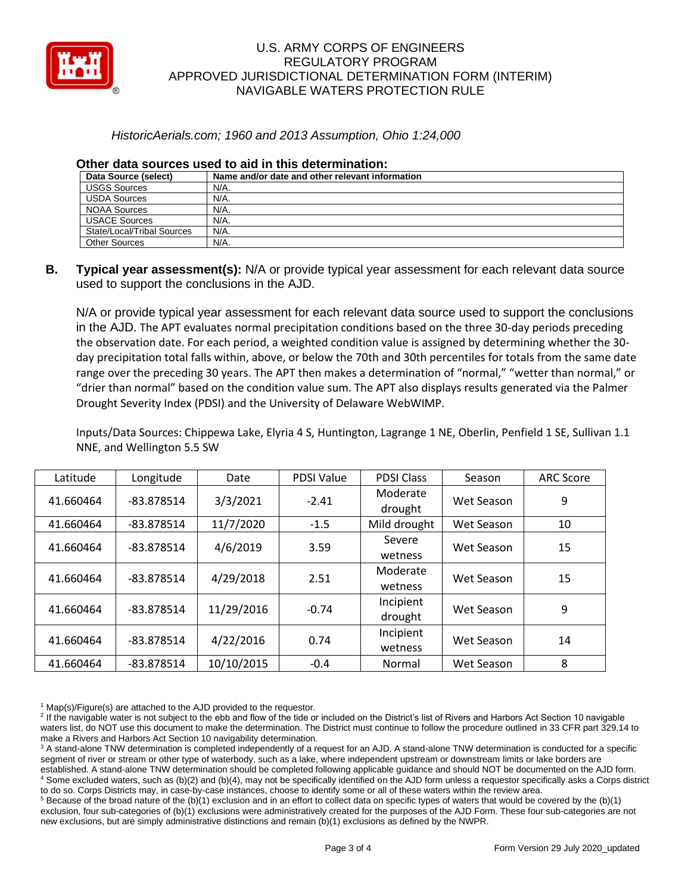*HistoricAerials.com; 1960 and 2013 Assumption, Ohio 1:24,000*

**Other data sources used to aid in this determination:**

| Data Source (select) | Name and/or date and other relevant information |
|---|---|
| USGS Sources | N/A. |
| USDA Sources | N/A. |
| NOAA Sources | N/A. |
| USACE Sources | N/A. |
| State/Local/Tribal Sources | N/A. |
| Other Sources | N/A. |

**B. Typical year assessment(s):** N/A or provide typical year assessment for each relevant data source used to support the conclusions in the AJD.

N/A or provide typical year assessment for each relevant data source used to support the conclusions in the AJD. The APT evaluates normal precipitation conditions based on the three 30-day periods preceding the observation date. For each period, a weighted condition value is assigned by determining whether the 30-day precipitation total falls within, above, or below the 70th and 30th percentiles for totals from the same date range over the preceding 30 years. The APT then makes a determination of "normal," "wetter than normal," or "drier than normal" based on the condition value sum. The APT also displays results generated via the Palmer Drought Severity Index (PDSI) and the University of Delaware WebWIMP.

Inputs/Data Sources: Chippewa Lake, Elyria 4 S, Huntington, Lagrange 1 NE, Oberlin, Penfield 1 SE, Sullivan 1.1 NNE, and Wellington 5.5 SW

| Latitude | Longitude | Date | PDSI Value | PDSI Class | Season | ARC Score |
|---|---|---|---|---|---|---|
| 41.660464 | -83.878514 | 3/3/2021 | -2.41 | Moderate drought | Wet Season | 9 |
| 41.660464 | -83.878514 | 11/7/2020 | -1.5 | Mild drought | Wet Season | 10 |
| 41.660464 | -83.878514 | 4/6/2019 | 3.59 | Severe wetness | Wet Season | 15 |
| 41.660464 | -83.878514 | 4/29/2018 | 2.51 | Moderate wetness | Wet Season | 15 |
| 41.660464 | -83.878514 | 11/29/2016 | -0.74 | Incipient drought | Wet Season | 9 |
| 41.660464 | -83.878514 | 4/22/2016 | 0.74 | Incipient wetness | Wet Season | 14 |
| 41.660464 | -83.878514 | 10/10/2015 | -0.4 | Normal | Wet Season | 8 |

[1] Map(s)/Figure(s) are attached to the AJD provided to the requestor.
[2] If the navigable water is not subject to the ebb and flow of the tide or included on the District's list of Rivers and Harbors Act Section 10 navigable waters list, do NOT use this document to make the determination. The District must continue to follow the procedure outlined in 33 CFR part 329.14 to make a Rivers and Harbors Act Section 10 navigability determination.
[3] A stand-alone TNW determination is completed independently of a request for an AJD. A stand-alone TNW determination is conducted for a specific segment of river or stream or other type of waterbody, such as a lake, where independent upstream or downstream limits or lake borders are established. A stand-alone TNW determination should be completed following applicable guidance and should NOT be documented on the AJD form.
[4] Some excluded waters, such as (b)(2) and (b)(4), may not be specifically identified on the AJD form unless a requestor specifically asks a Corps district to do so. Corps Districts may, in case-by-case instances, choose to identify some or all of these waters within the review area.
[5] Because of the broad nature of the (b)(1) exclusion and in an effort to collect data on specific types of waters that would be covered by the (b)(1) exclusion, four sub-categories of (b)(1) exclusions were administratively created for the purposes of the AJD Form. These four sub-categories are not new exclusions, but are simply administrative distinctions and remain (b)(1) exclusions as defined by the NWPR.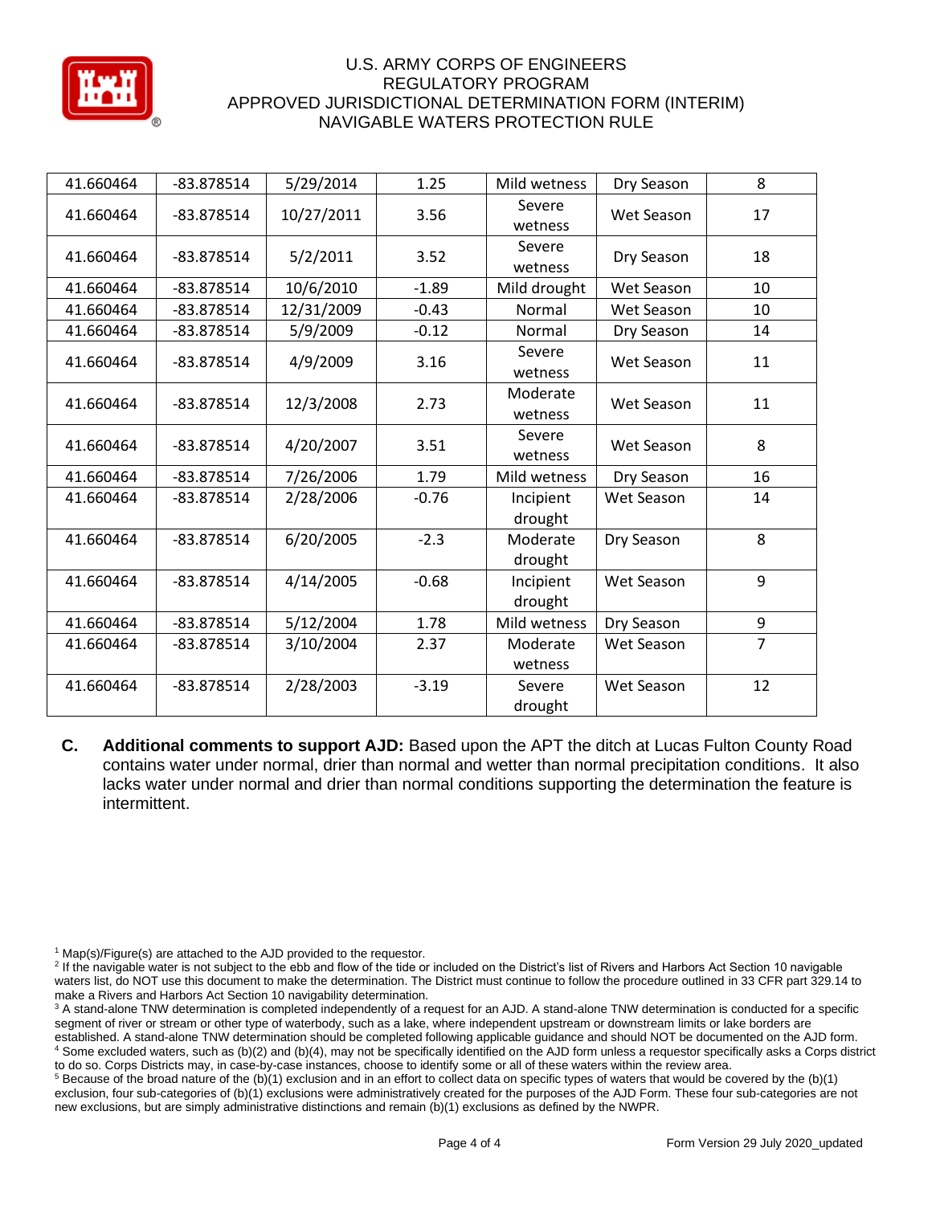| | | | | | | |
|---|---|---|---|---|---|---|
| 41.660464 | -83.878514 | 5/29/2014 | 1.25 | Mild wetness | Dry Season | 8 |
| 41.660464 | -83.878514 | 10/27/2011 | 3.56 | Severe wetness | Wet Season | 17 |
| 41.660464 | -83.878514 | 5/2/2011 | 3.52 | Severe wetness | Dry Season | 18 |
| 41.660464 | -83.878514 | 10/6/2010 | -1.89 | Mild drought | Wet Season | 10 |
| 41.660464 | -83.878514 | 12/31/2009 | -0.43 | Normal | Wet Season | 10 |
| 41.660464 | -83.878514 | 5/9/2009 | -0.12 | Normal | Dry Season | 14 |
| 41.660464 | -83.878514 | 4/9/2009 | 3.16 | Severe wetness | Wet Season | 11 |
| 41.660464 | -83.878514 | 12/3/2008 | 2.73 | Moderate wetness | Wet Season | 11 |
| 41.660464 | -83.878514 | 4/20/2007 | 3.51 | Severe wetness | Wet Season | 8 |
| 41.660464 | -83.878514 | 7/26/2006 | 1.79 | Mild wetness | Dry Season | 16 |
| 41.660464 | -83.878514 | 2/28/2006 | -0.76 | Incipient drought | Wet Season | 14 |
| 41.660464 | -83.878514 | 6/20/2005 | -2.3 | Moderate drought | Dry Season | 8 |
| 41.660464 | -83.878514 | 4/14/2005 | -0.68 | Incipient drought | Wet Season | 9 |
| 41.660464 | -83.878514 | 5/12/2004 | 1.78 | Mild wetness | Dry Season | 9 |
| 41.660464 | -83.878514 | 3/10/2004 | 2.37 | Moderate wetness | Wet Season | 7 |
| 41.660464 | -83.878514 | 2/28/2003 | -3.19 | Severe drought | Wet Season | 12 |

**C. Additional comments to support AJD:** Based upon the APT the ditch at Lucas Fulton County Road contains water under normal, drier than normal and wetter than normal precipitation conditions. It also lacks water under normal and drier than normal conditions supporting the determination the feature is intermittent.

[1] Map(s)/Figure(s) are attached to the AJD provided to the requestor.

[2] If the navigable water is not subject to the ebb and flow of the tide or included on the District's list of Rivers and Harbors Act Section 10 navigable waters list, do NOT use this document to make the determination. The District must continue to follow the procedure outlined in 33 CFR part 329.14 to make a Rivers and Harbors Act Section 10 navigability determination.

[3] A stand-alone TNW determination is completed independently of a request for an AJD. A stand-alone TNW determination is conducted for a specific segment of river or stream or other type of waterbody, such as a lake, where independent upstream or downstream limits or lake borders are established. A stand-alone TNW determination should be completed following applicable guidance and should NOT be documented on the AJD form.

[4] Some excluded waters, such as (b)(2) and (b)(4), may not be specifically identified on the AJD form unless a requestor specifically asks a Corps district to do so. Corps Districts may, in case-by-case instances, choose to identify some or all of these waters within the review area.

[5] Because of the broad nature of the (b)(1) exclusion and in an effort to collect data on specific types of waters that would be covered by the (b)(1) exclusion, four sub-categories of (b)(1) exclusions were administratively created for the purposes of the AJD Form. These four sub-categories are not new exclusions, but are simply administrative distinctions and remain (b)(1) exclusions as defined by the NWPR.